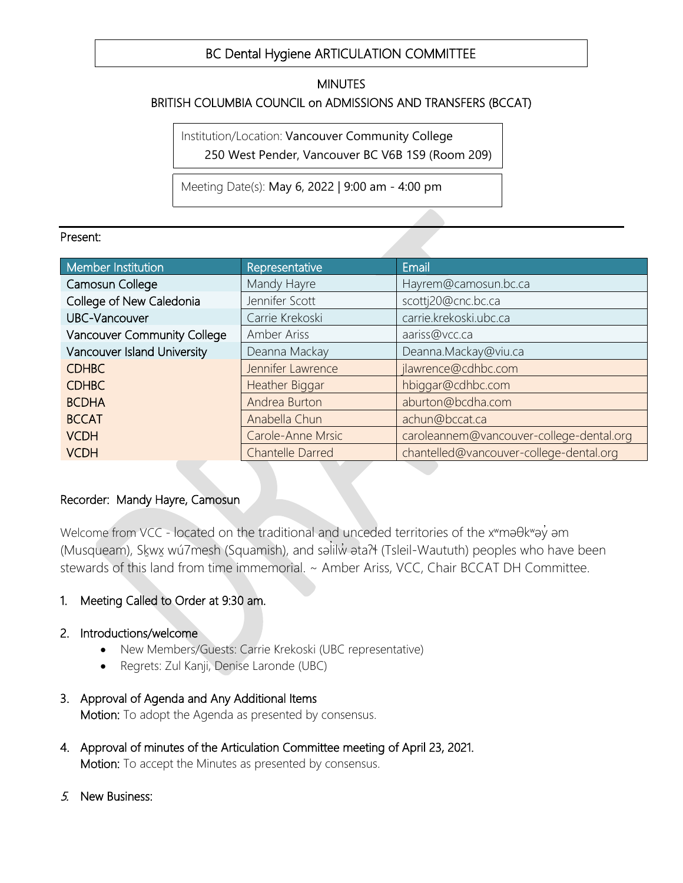# BC Dental Hygiene ARTICULATION COMMITTEE

MINUTES

BRITISH COLUMBIA COUNCIL on ADMISSIONS AND TRANSFERS (BCCAT)

Institution/Location: Vancouver Community College
250 West Pender, Vancouver BC V6B 1S9 (Room 209)

Meeting Date(s): May 6, 2022 | 9:00 am - 4:00 pm

Present:

| Member Institution | Representative | Email |
|---|---|---|
| Camosun College | Mandy Hayre | Hayrem@camosun.bc.ca |
| College of New Caledonia | Jennifer Scott | scottj20@cnc.bc.ca |
| UBC-Vancouver | Carrie Krekoski | carrie.krekoski.ubc.ca |
| Vancouver Community College | Amber Ariss | aariss@vcc.ca |
| Vancouver Island University | Deanna Mackay | Deanna.Mackay@viu.ca |
| CDHBC | Jennifer Lawrence | jlawrence@cdhbc.com |
| CDHBC | Heather Biggar | hbiggar@cdhbc.com |
| BCDHA | Andrea Burton | aburton@bcdha.com |
| BCCAT | Anabella Chun | achun@bccat.ca |
| VCDH | Carole-Anne Mrsic | caroleannem@vancouver-college-dental.org |
| VCDH | Chantelle Darred | chantelled@vancouver-college-dental.org |

Recorder: Mandy Hayre, Camosun

Welcome from VCC - located on the traditional and unceded territories of the xʷməθkʷəy̓ əm (Musqueam), Sḵwx̱ wú7mesh (Squamish), and səl̓ilw̓ ətaʔɬ (Tsleil-Waututh) peoples who have been stewards of this land from time immemorial. ~ Amber Ariss, VCC, Chair BCCAT DH Committee.

1. Meeting Called to Order at 9:30 am.

2. Introductions/welcome
   - New Members/Guests: Carrie Krekoski (UBC representative)
   - Regrets: Zul Kanji, Denise Laronde (UBC)

3. Approval of Agenda and Any Additional Items
   **Motion:** To adopt the Agenda as presented by consensus.

4. Approval of minutes of the Articulation Committee meeting of April 23, 2021.
   **Motion:** To accept the Minutes as presented by consensus.

5. New Business: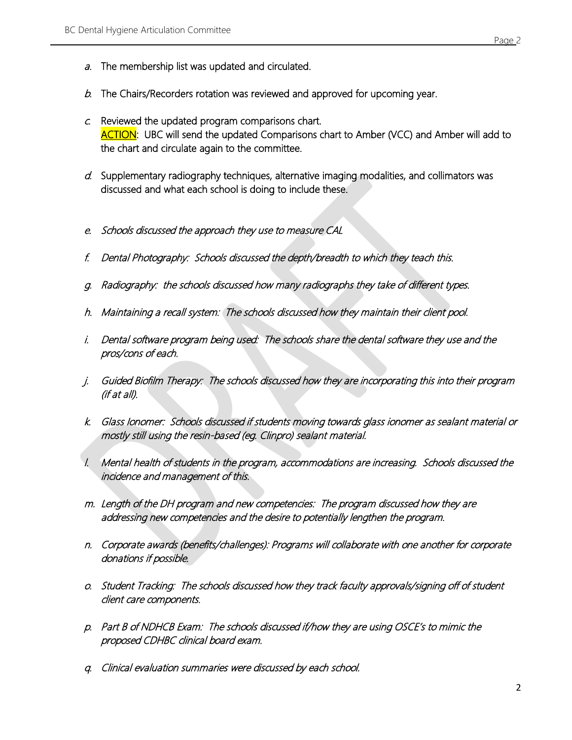a. The membership list was updated and circulated.

b. The Chairs/Recorders rotation was reviewed and approved for upcoming year.

c. Reviewed the updated program comparisons chart.
   ACTION: UBC will send the updated Comparisons chart to Amber (VCC) and Amber will add to the chart and circulate again to the committee.

d. Supplementary radiography techniques, alternative imaging modalities, and collimators was discussed and what each school is doing to include these.

e. *Schools discussed the approach they use to measure CAL*

f. *Dental Photography: Schools discussed the depth/breadth to which they teach this.*

g. *Radiography: the schools discussed how many radiographs they take of different types.*

h. *Maintaining a recall system: The schools discussed how they maintain their client pool.*

i. *Dental software program being used: The schools share the dental software they use and the pros/cons of each.*

j. *Guided Biofilm Therapy: The schools discussed how they are incorporating this into their program (if at all).*

k. *Glass Ionomer: Schools discussed if students moving towards glass ionomer as sealant material or mostly still using the resin-based (eg. Clinpro) sealant material.*

l. *Mental health of students in the program, accommodations are increasing. Schools discussed the incidence and management of this.*

m. *Length of the DH program and new competencies: The program discussed how they are addressing new competencies and the desire to potentially lengthen the program.*

n. *Corporate awards (benefits/challenges): Programs will collaborate with one another for corporate donations if possible.*

o. *Student Tracking: The schools discussed how they track faculty approvals/signing off of student client care components.*

p. *Part B of NDHCB Exam: The schools discussed if/how they are using OSCE's to mimic the proposed CDHBC clinical board exam.*

q. *Clinical evaluation summaries were discussed by each school.*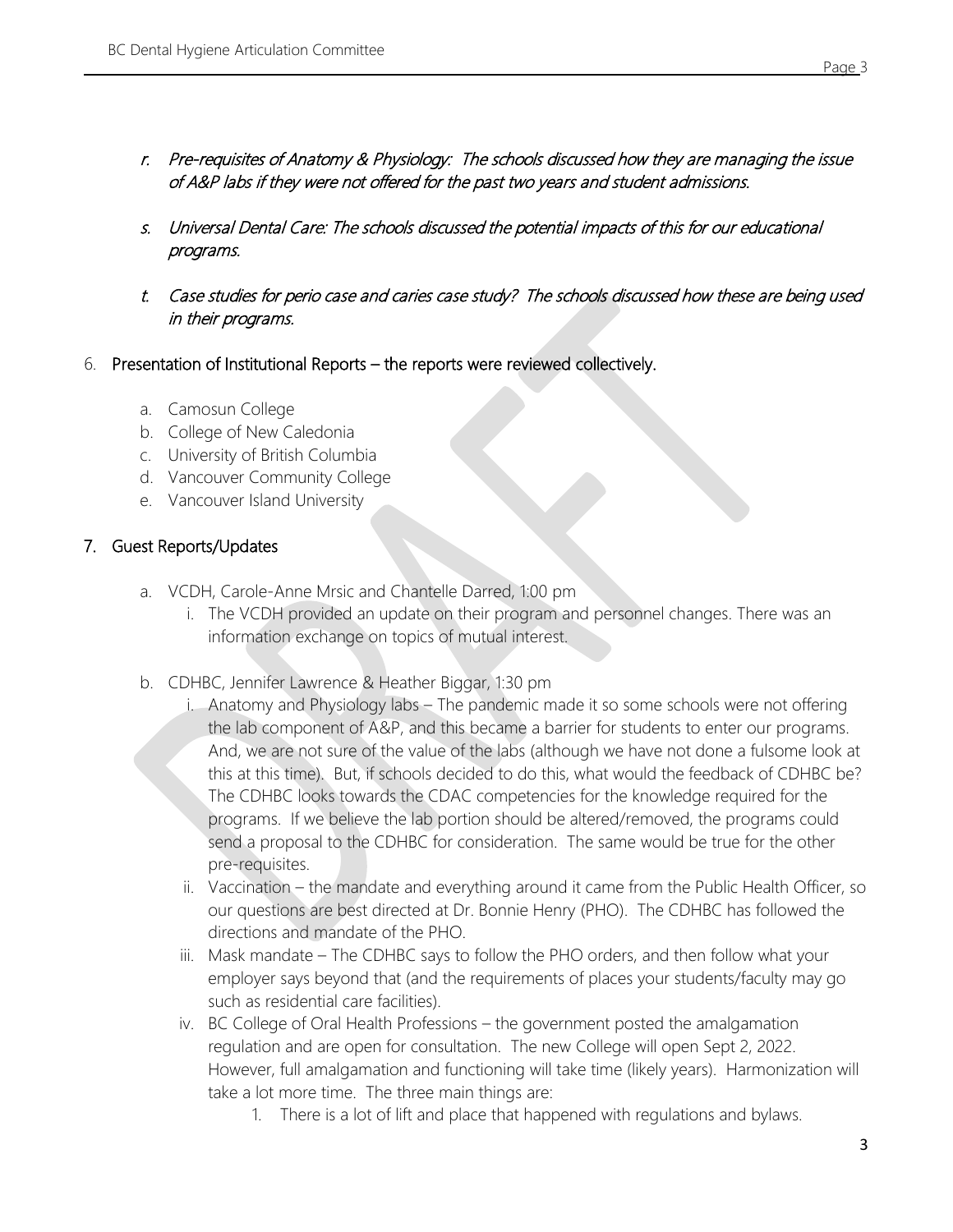r. *Pre-requisites of Anatomy & Physiology: The schools discussed how they are managing the issue of A&P labs if they were not offered for the past two years and student admissions.*

s. *Universal Dental Care: The schools discussed the potential impacts of this for our educational programs.*

t. *Case studies for perio case and caries case study? The schools discussed how these are being used in their programs.*

6. Presentation of Institutional Reports – the reports were reviewed collectively.

    a. Camosun College
    b. College of New Caledonia
    c. University of British Columbia
    d. Vancouver Community College
    e. Vancouver Island University

## 7. Guest Reports/Updates

a. VCDH, Carole-Anne Mrsic and Chantelle Darred, 1:00 pm
    i. The VCDH provided an update on their program and personnel changes. There was an information exchange on topics of mutual interest.

b. CDHBC, Jennifer Lawrence & Heather Biggar, 1:30 pm
    i. Anatomy and Physiology labs – The pandemic made it so some schools were not offering the lab component of A&P, and this became a barrier for students to enter our programs. And, we are not sure of the value of the labs (although we have not done a fulsome look at this at this time). But, if schools decided to do this, what would the feedback of CDHBC be? The CDHBC looks towards the CDAC competencies for the knowledge required for the programs. If we believe the lab portion should be altered/removed, the programs could send a proposal to the CDHBC for consideration. The same would be true for the other pre-requisites.
    ii. Vaccination – the mandate and everything around it came from the Public Health Officer, so our questions are best directed at Dr. Bonnie Henry (PHO). The CDHBC has followed the directions and mandate of the PHO.
    iii. Mask mandate – The CDHBC says to follow the PHO orders, and then follow what your employer says beyond that (and the requirements of places your students/faculty may go such as residential care facilities).
    iv. BC College of Oral Health Professions – the government posted the amalgamation regulation and are open for consultation. The new College will open Sept 2, 2022. However, full amalgamation and functioning will take time (likely years). Harmonization will take a lot more time. The three main things are:
        1. There is a lot of lift and place that happened with regulations and bylaws.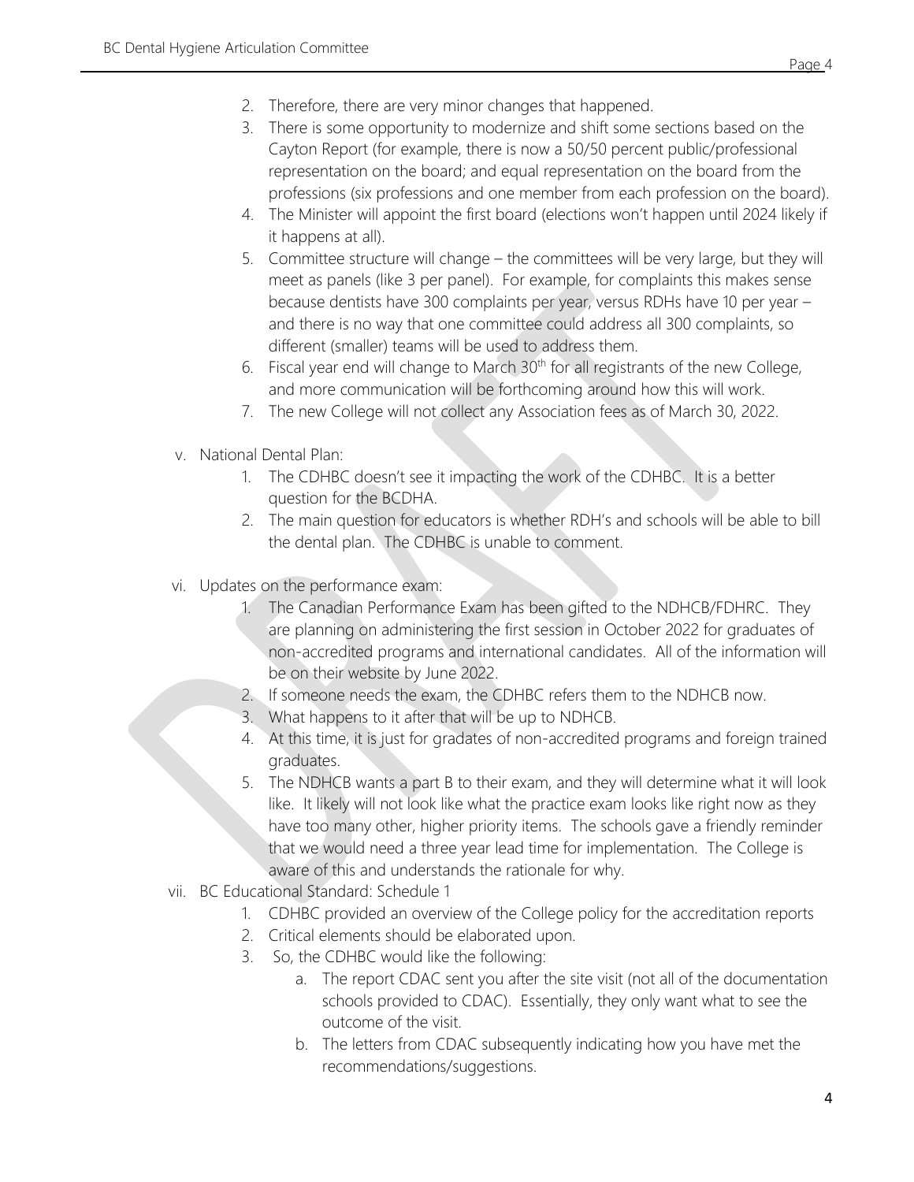2. Therefore, there are very minor changes that happened.
3. There is some opportunity to modernize and shift some sections based on the Cayton Report (for example, there is now a 50/50 percent public/professional representation on the board; and equal representation on the board from the professions (six professions and one member from each profession on the board).
4. The Minister will appoint the first board (elections won't happen until 2024 likely if it happens at all).
5. Committee structure will change – the committees will be very large, but they will meet as panels (like 3 per panel). For example, for complaints this makes sense because dentists have 300 complaints per year, versus RDHs have 10 per year – and there is no way that one committee could address all 300 complaints, so different (smaller) teams will be used to address them.
6. Fiscal year end will change to March 30th for all registrants of the new College, and more communication will be forthcoming around how this will work.
7. The new College will not collect any Association fees as of March 30, 2022.

v. National Dental Plan:

1. The CDHBC doesn't see it impacting the work of the CDHBC. It is a better question for the BCDHA.
2. The main question for educators is whether RDH's and schools will be able to bill the dental plan. The CDHBC is unable to comment.

vi. Updates on the performance exam:

1. The Canadian Performance Exam has been gifted to the NDHCB/FDHRC. They are planning on administering the first session in October 2022 for graduates of non-accredited programs and international candidates. All of the information will be on their website by June 2022.
2. If someone needs the exam, the CDHBC refers them to the NDHCB now.
3. What happens to it after that will be up to NDHCB.
4. At this time, it is just for gradates of non-accredited programs and foreign trained graduates.
5. The NDHCB wants a part B to their exam, and they will determine what it will look like. It likely will not look like what the practice exam looks like right now as they have too many other, higher priority items. The schools gave a friendly reminder that we would need a three year lead time for implementation. The College is aware of this and understands the rationale for why.

vii. BC Educational Standard: Schedule 1

1. CDHBC provided an overview of the College policy for the accreditation reports
2. Critical elements should be elaborated upon.
3. So, the CDHBC would like the following:
   a. The report CDAC sent you after the site visit (not all of the documentation schools provided to CDAC). Essentially, they only want what to see the outcome of the visit.
   b. The letters from CDAC subsequently indicating how you have met the recommendations/suggestions.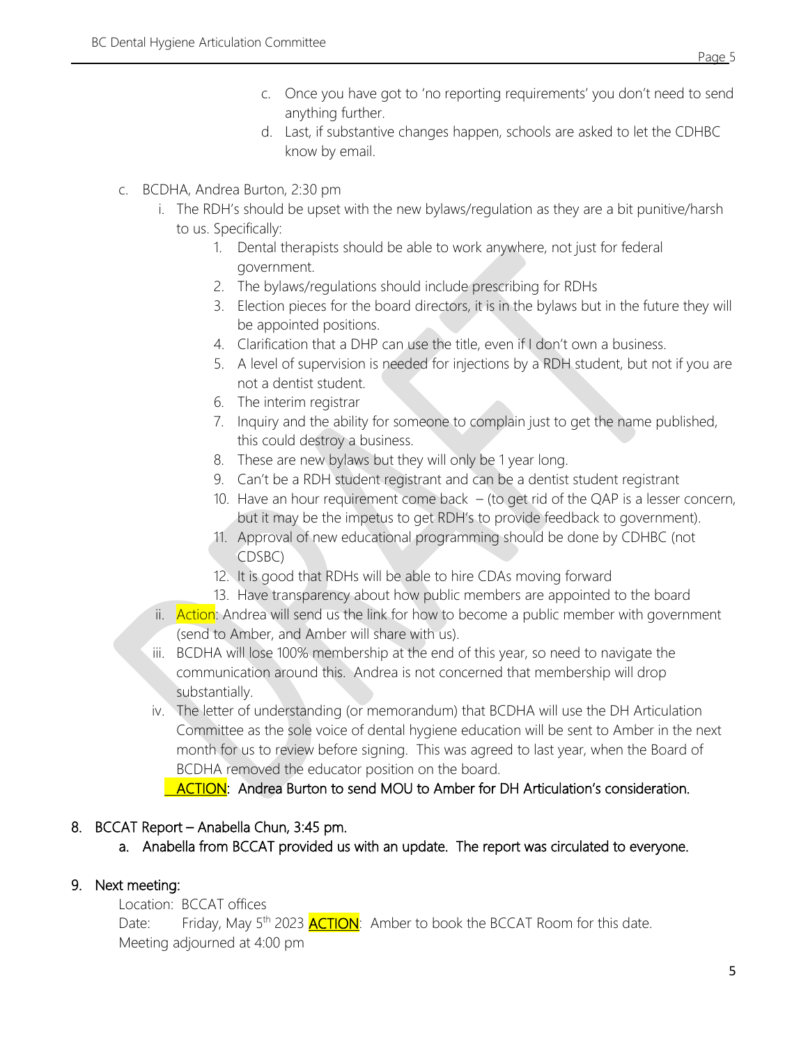c. Once you have got to 'no reporting requirements' you don't need to send anything further.

d. Last, if substantive changes happen, schools are asked to let the CDHBC know by email.

c. BCDHA, Andrea Burton, 2:30 pm

i. The RDH's should be upset with the new bylaws/regulation as they are a bit punitive/harsh to us. Specifically:

1. Dental therapists should be able to work anywhere, not just for federal government.
2. The bylaws/regulations should include prescribing for RDHs
3. Election pieces for the board directors, it is in the bylaws but in the future they will be appointed positions.
4. Clarification that a DHP can use the title, even if I don't own a business.
5. A level of supervision is needed for injections by a RDH student, but not if you are not a dentist student.
6. The interim registrar
7. Inquiry and the ability for someone to complain just to get the name published, this could destroy a business.
8. These are new bylaws but they will only be 1 year long.
9. Can't be a RDH student registrant and can be a dentist student registrant
10. Have an hour requirement come back – (to get rid of the QAP is a lesser concern, but it may be the impetus to get RDH's to provide feedback to government).
11. Approval of new educational programming should be done by CDHBC (not CDSBC)
12. It is good that RDHs will be able to hire CDAs moving forward
13. Have transparency about how public members are appointed to the board

ii. Action: Andrea will send us the link for how to become a public member with government (send to Amber, and Amber will share with us).

iii. BCDHA will lose 100% membership at the end of this year, so need to navigate the communication around this. Andrea is not concerned that membership will drop substantially.

iv. The letter of understanding (or memorandum) that BCDHA will use the DH Articulation Committee as the sole voice of dental hygiene education will be sent to Amber in the next month for us to review before signing. This was agreed to last year, when the Board of BCDHA removed the educator position on the board.

ACTION: Andrea Burton to send MOU to Amber for DH Articulation's consideration.

8. BCCAT Report – Anabella Chun, 3:45 pm.

a. Anabella from BCCAT provided us with an update. The report was circulated to everyone.

9. Next meeting:

Location: BCCAT offices

Date: Friday, May 5th 2023 **ACTION**: Amber to book the BCCAT Room for this date.

Meeting adjourned at 4:00 pm